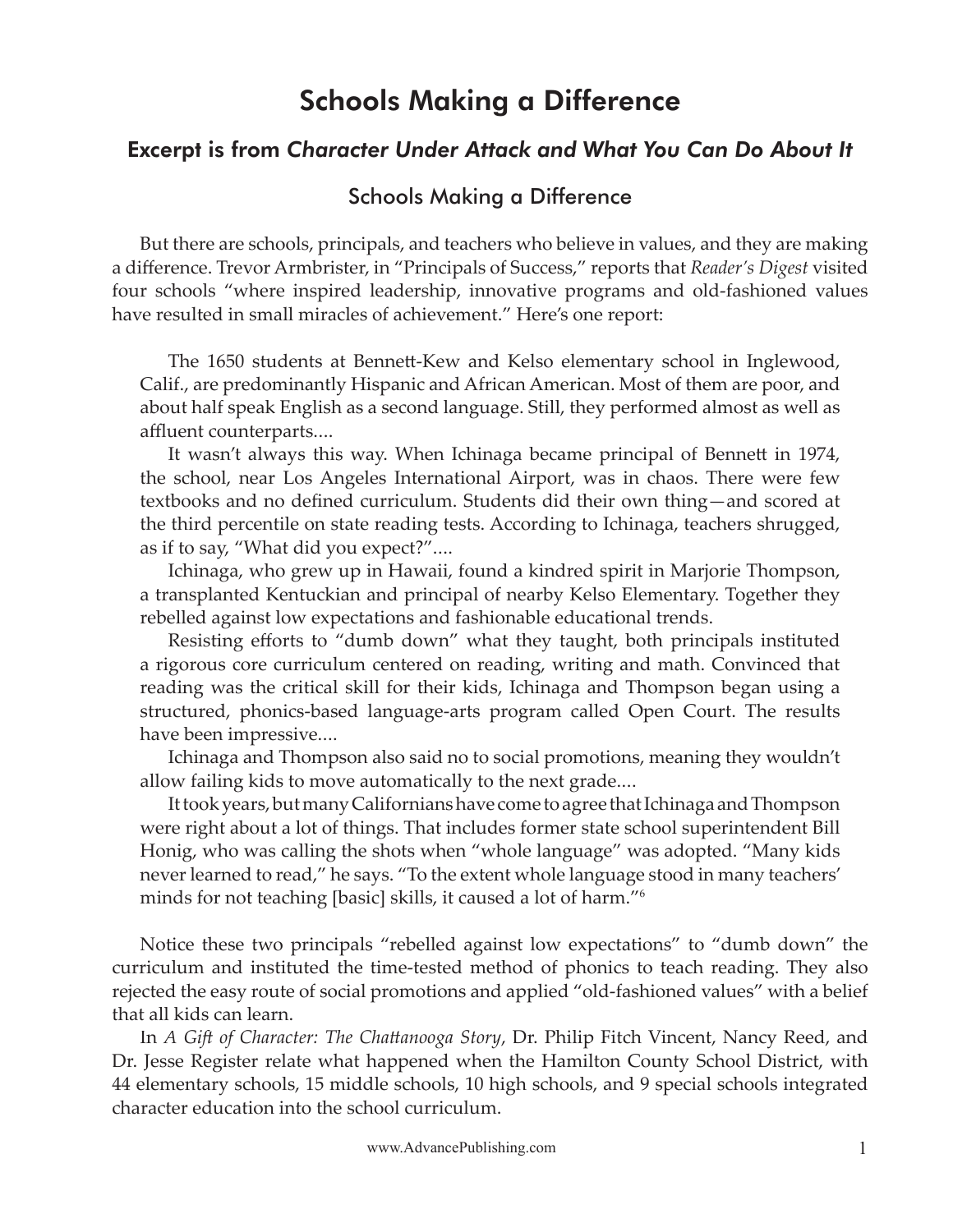# Schools Making a Difference

## Excerpt is from *Character Under Attack and What You Can Do About It*

### Schools Making a Difference

But there are schools, principals, and teachers who believe in values, and they are making a difference. Trevor Armbrister, in "Principals of Success," reports that *Reader's Digest* visited four schools "where inspired leadership, innovative programs and old-fashioned values have resulted in small miracles of achievement." Here's one report:

> The 1650 students at Bennett-Kew and Kelso elementary school in Inglewood, Calif., are predominantly Hispanic and African American. Most of them are poor, and about half speak English as a second language. Still, they performed almost as well as affluent counterparts....
>
> It wasn't always this way. When Ichinaga became principal of Bennett in 1974, the school, near Los Angeles International Airport, was in chaos. There were few textbooks and no defined curriculum. Students did their own thing—and scored at the third percentile on state reading tests. According to Ichinaga, teachers shrugged, as if to say, "What did you expect?"....
>
> Ichinaga, who grew up in Hawaii, found a kindred spirit in Marjorie Thompson, a transplanted Kentuckian and principal of nearby Kelso Elementary. Together they rebelled against low expectations and fashionable educational trends.
>
> Resisting efforts to "dumb down" what they taught, both principals instituted a rigorous core curriculum centered on reading, writing and math. Convinced that reading was the critical skill for their kids, Ichinaga and Thompson began using a structured, phonics-based language-arts program called Open Court. The results have been impressive....
>
> Ichinaga and Thompson also said no to social promotions, meaning they wouldn't allow failing kids to move automatically to the next grade....
>
> It took years, but many Californians have come to agree that Ichinaga and Thompson were right about a lot of things. That includes former state school superintendent Bill Honig, who was calling the shots when "whole language" was adopted. "Many kids never learned to read," he says. "To the extent whole language stood in many teachers' minds for not teaching [basic] skills, it caused a lot of harm."[6]

Notice these two principals "rebelled against low expectations" to "dumb down" the curriculum and instituted the time-tested method of phonics to teach reading. They also rejected the easy route of social promotions and applied "old-fashioned values" with a belief that all kids can learn.

In *A Gift of Character: The Chattanooga Story*, Dr. Philip Fitch Vincent, Nancy Reed, and Dr. Jesse Register relate what happened when the Hamilton County School District, with 44 elementary schools, 15 middle schools, 10 high schools, and 9 special schools integrated character education into the school curriculum.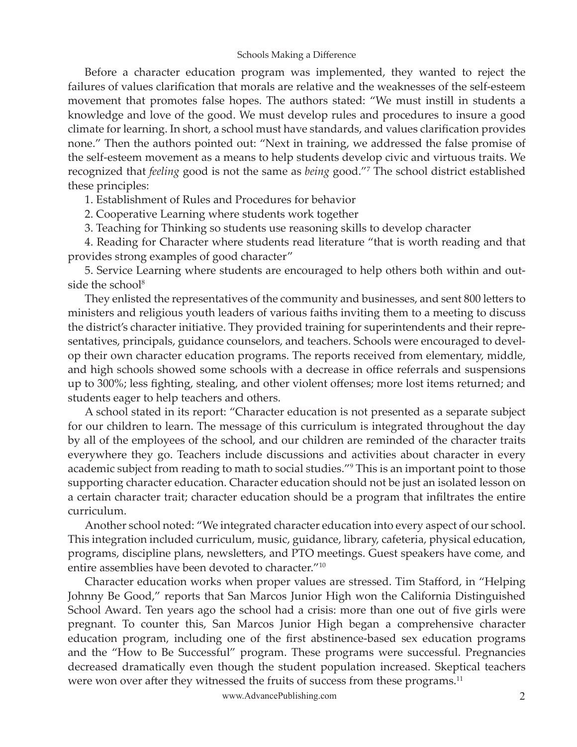Before a character education program was implemented, they wanted to reject the failures of values clarification that morals are relative and the weaknesses of the self-esteem movement that promotes false hopes. The authors stated: "We must instill in students a knowledge and love of the good. We must develop rules and procedures to insure a good climate for learning. In short, a school must have standards, and values clarification provides none." Then the authors pointed out: "Next in training, we addressed the false promise of the self-esteem movement as a means to help students develop civic and virtuous traits. We recognized that *feeling* good is not the same as *being* good."[7] The school district established these principles:

1. Establishment of Rules and Procedures for behavior
2. Cooperative Learning where students work together
3. Teaching for Thinking so students use reasoning skills to develop character
4. Reading for Character where students read literature "that is worth reading and that provides strong examples of good character"
5. Service Learning where students are encouraged to help others both within and outside the school[8]

They enlisted the representatives of the community and businesses, and sent 800 letters to ministers and religious youth leaders of various faiths inviting them to a meeting to discuss the district's character initiative. They provided training for superintendents and their representatives, principals, guidance counselors, and teachers. Schools were encouraged to develop their own character education programs. The reports received from elementary, middle, and high schools showed some schools with a decrease in office referrals and suspensions up to 300%; less fighting, stealing, and other violent offenses; more lost items returned; and students eager to help teachers and others.

A school stated in its report: "Character education is not presented as a separate subject for our children to learn. The message of this curriculum is integrated throughout the day by all of the employees of the school, and our children are reminded of the character traits everywhere they go. Teachers include discussions and activities about character in every academic subject from reading to math to social studies."[9] This is an important point to those supporting character education. Character education should not be just an isolated lesson on a certain character trait; character education should be a program that infiltrates the entire curriculum.

Another school noted: "We integrated character education into every aspect of our school. This integration included curriculum, music, guidance, library, cafeteria, physical education, programs, discipline plans, newsletters, and PTO meetings. Guest speakers have come, and entire assemblies have been devoted to character."[10]

Character education works when proper values are stressed. Tim Stafford, in "Helping Johnny Be Good," reports that San Marcos Junior High won the California Distinguished School Award. Ten years ago the school had a crisis: more than one out of five girls were pregnant. To counter this, San Marcos Junior High began a comprehensive character education program, including one of the first abstinence-based sex education programs and the "How to Be Successful" program. These programs were successful. Pregnancies decreased dramatically even though the student population increased. Skeptical teachers were won over after they witnessed the fruits of success from these programs.[11]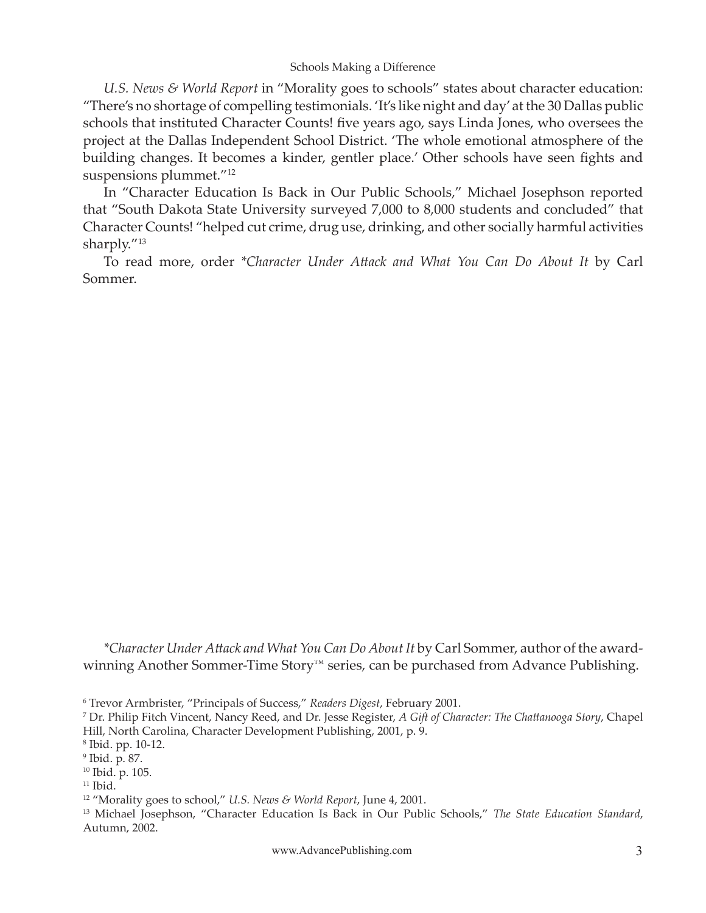*U.S. News & World Report* in "Morality goes to schools" states about character education: "There's no shortage of compelling testimonials. 'It's like night and day' at the 30 Dallas public schools that instituted Character Counts! five years ago, says Linda Jones, who oversees the project at the Dallas Independent School District. 'The whole emotional atmosphere of the building changes. It becomes a kinder, gentler place.' Other schools have seen fights and suspensions plummet."[12]

In "Character Education Is Back in Our Public Schools," Michael Josephson reported that "South Dakota State University surveyed 7,000 to 8,000 students and concluded" that Character Counts! "helped cut crime, drug use, drinking, and other socially harmful activities sharply."[13]

To read more, order *\*Character Under Attack and What You Can Do About It* by Carl Sommer.

*\*Character Under Attack and What You Can Do About It* by Carl Sommer, author of the award-winning Another Sommer-Time Story™ series, can be purchased from Advance Publishing.

[6] Trevor Armbrister, "Principals of Success," *Readers Digest*, February 2001.

[7] Dr. Philip Fitch Vincent, Nancy Reed, and Dr. Jesse Register, *A Gift of Character: The Chattanooga Story*, Chapel Hill, North Carolina, Character Development Publishing, 2001, p. 9.

[8] Ibid. pp. 10-12.

[9] Ibid. p. 87.

[10] Ibid. p. 105.

[11] Ibid.

[12] "Morality goes to school," *U.S. News & World Report*, June 4, 2001.

[13] Michael Josephson, "Character Education Is Back in Our Public Schools," *The State Education Standard*, Autumn, 2002.

www.AdvancePublishing.com